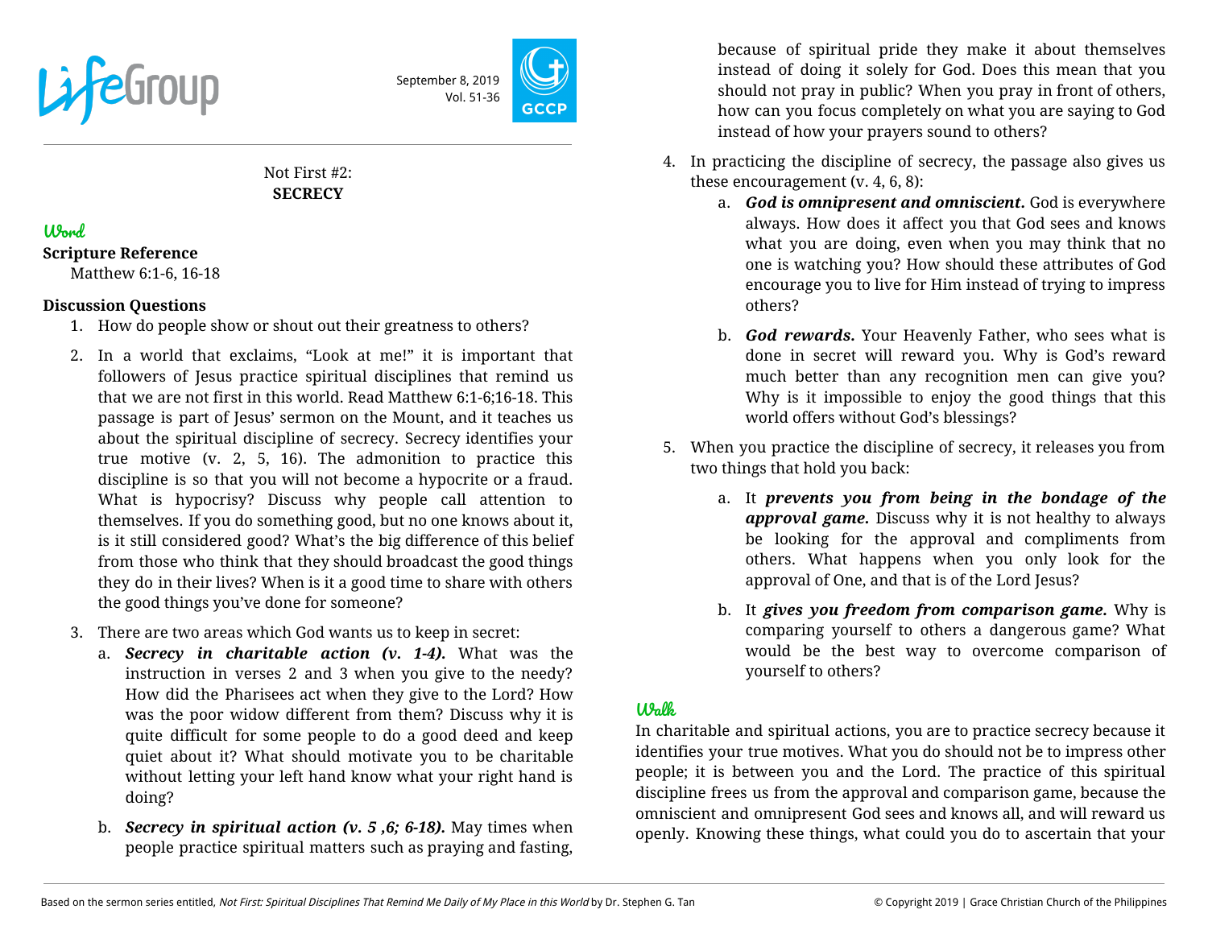LifeGroup

September 8, 2019
Vol. 51-36

Not First #2:
**SECRECY**

## Word

**Scripture Reference**
Matthew 6:1-6, 16-18

**Discussion Questions**

1. How do people show or shout out their greatness to others?

2. In a world that exclaims, "Look at me!" it is important that followers of Jesus practice spiritual disciplines that remind us that we are not first in this world. Read Matthew 6:1-6;16-18. This passage is part of Jesus' sermon on the Mount, and it teaches us about the spiritual discipline of secrecy. Secrecy identifies your true motive (v. 2, 5, 16). The admonition to practice this discipline is so that you will not become a hypocrite or a fraud. What is hypocrisy? Discuss why people call attention to themselves. If you do something good, but no one knows about it, is it still considered good? What's the big difference of this belief from those who think that they should broadcast the good things they do in their lives? When is it a good time to share with others the good things you've done for someone?

3. There are two areas which God wants us to keep in secret:
   a. ***Secrecy in charitable action (v. 1-4).*** What was the instruction in verses 2 and 3 when you give to the needy? How did the Pharisees act when they give to the Lord? How was the poor widow different from them? Discuss why it is quite difficult for some people to do a good deed and keep quiet about it? What should motivate you to be charitable without letting your left hand know what your right hand is doing?

   b. ***Secrecy in spiritual action (v. 5 ,6; 6-18).*** May times when people practice spiritual matters such as praying and fasting, because of spiritual pride they make it about themselves instead of doing it solely for God. Does this mean that you should not pray in public? When you pray in front of others, how can you focus completely on what you are saying to God instead of how your prayers sound to others?

4. In practicing the discipline of secrecy, the passage also gives us these encouragement (v. 4, 6, 8):
   a. ***God is omnipresent and omniscient.*** God is everywhere always. How does it affect you that God sees and knows what you are doing, even when you may think that no one is watching you? How should these attributes of God encourage you to live for Him instead of trying to impress others?

   b. ***God rewards.*** Your Heavenly Father, who sees what is done in secret will reward you. Why is God's reward much better than any recognition men can give you? Why is it impossible to enjoy the good things that this world offers without God's blessings?

5. When you practice the discipline of secrecy, it releases you from two things that hold you back:

   a. It ***prevents you from being in the bondage of the approval game.*** Discuss why it is not healthy to always be looking for the approval and compliments from others. What happens when you only look for the approval of One, and that is of the Lord Jesus?

   b. It ***gives you freedom from comparison game.*** Why is comparing yourself to others a dangerous game? What would be the best way to overcome comparison of yourself to others?

## Walk

In charitable and spiritual actions, you are to practice secrecy because it identifies your true motives. What you do should not be to impress other people; it is between you and the Lord. The practice of this spiritual discipline frees us from the approval and comparison game, because the omniscient and omnipresent God sees and knows all, and will reward us openly. Knowing these things, what could you do to ascertain that your

Based on the sermon series entitled, *Not First: Spiritual Disciplines That Remind Me Daily of My Place in this World* by Dr. Stephen G. Tan

© Copyright 2019 | Grace Christian Church of the Philippines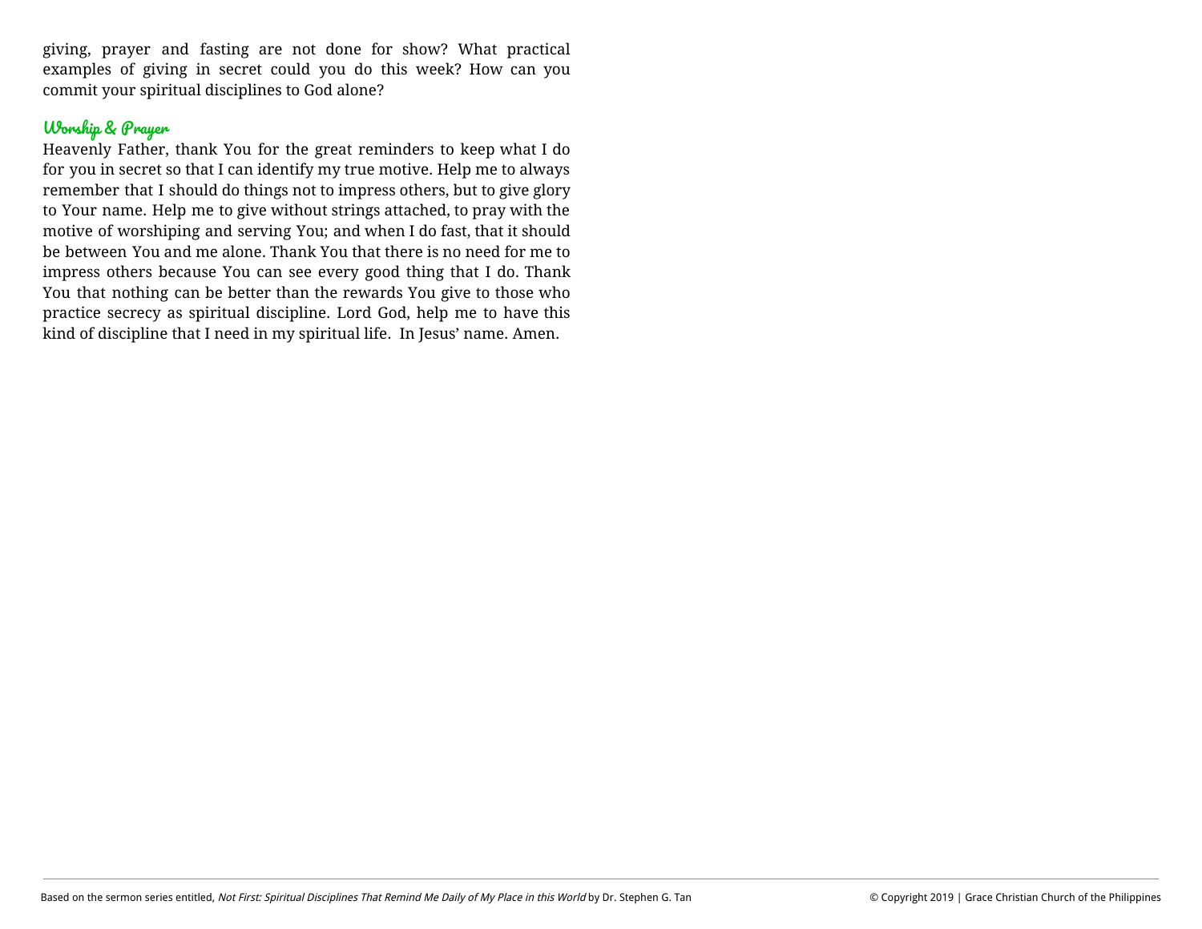giving, prayer and fasting are not done for show? What practical examples of giving in secret could you do this week? How can you commit your spiritual disciplines to God alone?

## Worship & Prayer

Heavenly Father, thank You for the great reminders to keep what I do for you in secret so that I can identify my true motive. Help me to always remember that I should do things not to impress others, but to give glory to Your name. Help me to give without strings attached, to pray with the motive of worshiping and serving You; and when I do fast, that it should be between You and me alone. Thank You that there is no need for me to impress others because You can see every good thing that I do. Thank You that nothing can be better than the rewards You give to those who practice secrecy as spiritual discipline. Lord God, help me to have this kind of discipline that I need in my spiritual life. In Jesus' name. Amen.